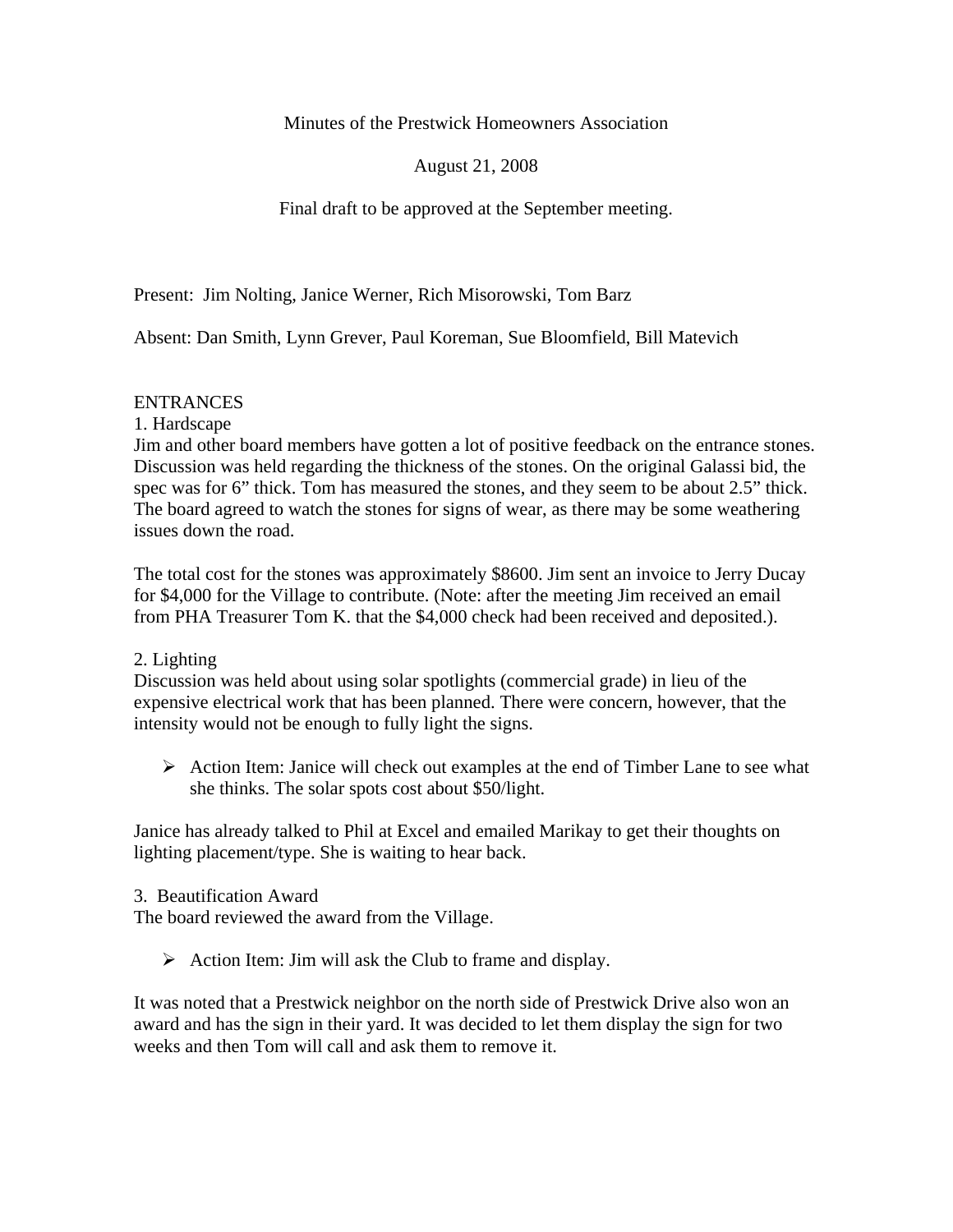Minutes of the Prestwick Homeowners Association

August 21, 2008

Final draft to be approved at the September meeting.

Present: Jim Nolting, Janice Werner, Rich Misorowski, Tom Barz

Absent: Dan Smith, Lynn Grever, Paul Koreman, Sue Bloomfield, Bill Matevich

## ENTRANCES

### 1. Hardscape

Jim and other board members have gotten a lot of positive feedback on the entrance stones. Discussion was held regarding the thickness of the stones. On the original Galassi bid, the spec was for 6" thick. Tom has measured the stones, and they seem to be about 2.5" thick. The board agreed to watch the stones for signs of wear, as there may be some weathering issues down the road.

The total cost for the stones was approximately $8600. Jim sent an invoice to Jerry Ducay for $4,000 for the Village to contribute. (Note: after the meeting Jim received an email from PHA Treasurer Tom K. that the $4,000 check had been received and deposited.).

### 2. Lighting

Discussion was held about using solar spotlights (commercial grade) in lieu of the expensive electrical work that has been planned. There were concern, however, that the intensity would not be enough to fully light the signs.

- Action Item: Janice will check out examples at the end of Timber Lane to see what she thinks. The solar spots cost about $50/light.

Janice has already talked to Phil at Excel and emailed Marikay to get their thoughts on lighting placement/type. She is waiting to hear back.

### 3. Beautification Award

The board reviewed the award from the Village.

- Action Item: Jim will ask the Club to frame and display.

It was noted that a Prestwick neighbor on the north side of Prestwick Drive also won an award and has the sign in their yard. It was decided to let them display the sign for two weeks and then Tom will call and ask them to remove it.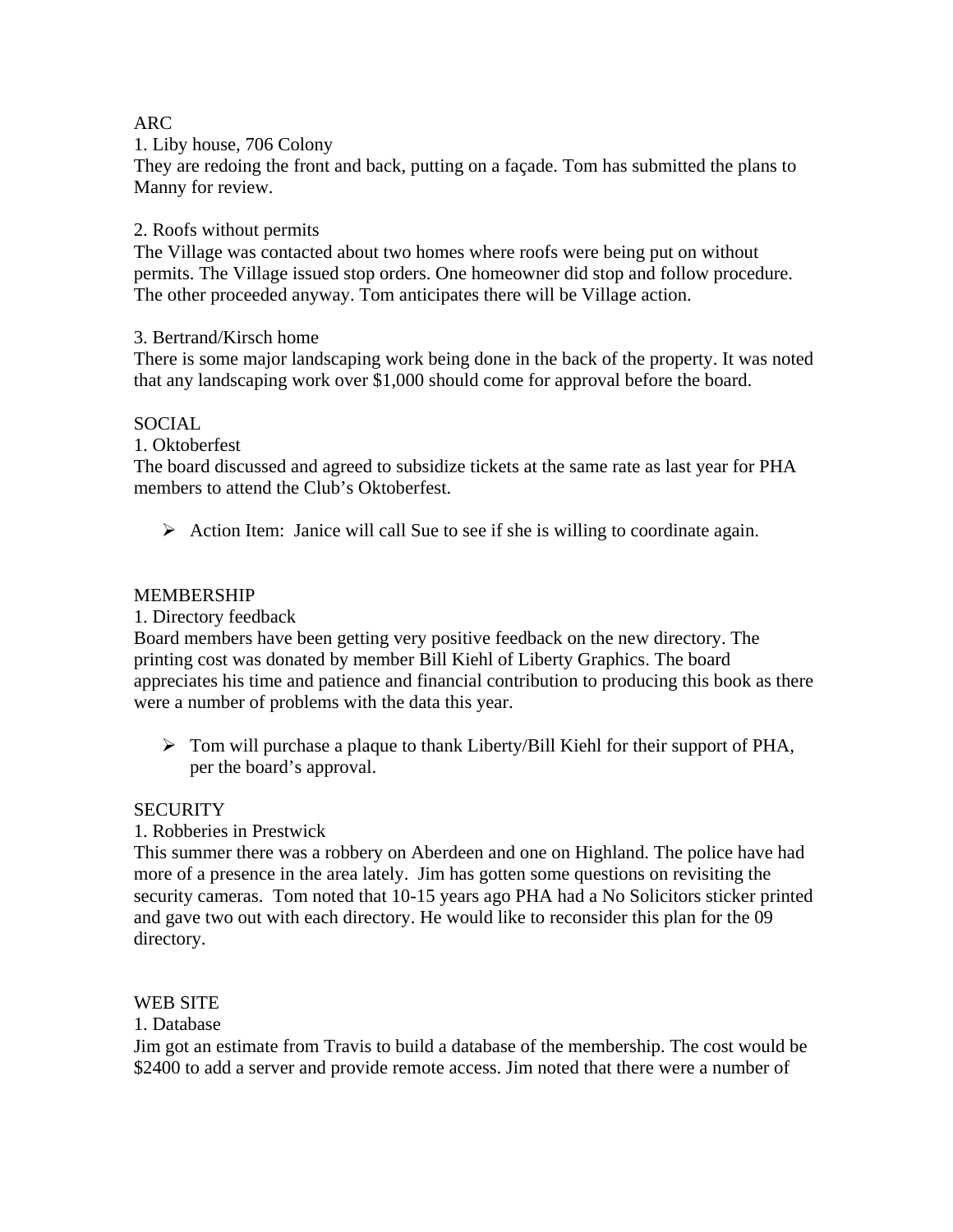ARC

1. Liby house, 706 Colony

They are redoing the front and back, putting on a façade. Tom has submitted the plans to Manny for review.

2. Roofs without permits

The Village was contacted about two homes where roofs were being put on without permits. The Village issued stop orders. One homeowner did stop and follow procedure. The other proceeded anyway. Tom anticipates there will be Village action.

3. Bertrand/Kirsch home

There is some major landscaping work being done in the back of the property. It was noted that any landscaping work over $1,000 should come for approval before the board.

SOCIAL

1. Oktoberfest

The board discussed and agreed to subsidize tickets at the same rate as last year for PHA members to attend the Club's Oktoberfest.

- Action Item: Janice will call Sue to see if she is willing to coordinate again.

MEMBERSHIP

1. Directory feedback

Board members have been getting very positive feedback on the new directory. The printing cost was donated by member Bill Kiehl of Liberty Graphics. The board appreciates his time and patience and financial contribution to producing this book as there were a number of problems with the data this year.

- Tom will purchase a plaque to thank Liberty/Bill Kiehl for their support of PHA, per the board's approval.

SECURITY

1. Robberies in Prestwick

This summer there was a robbery on Aberdeen and one on Highland. The police have had more of a presence in the area lately. Jim has gotten some questions on revisiting the security cameras. Tom noted that 10-15 years ago PHA had a No Solicitors sticker printed and gave two out with each directory. He would like to reconsider this plan for the 09 directory.

WEB SITE

1. Database

Jim got an estimate from Travis to build a database of the membership. The cost would be $2400 to add a server and provide remote access. Jim noted that there were a number of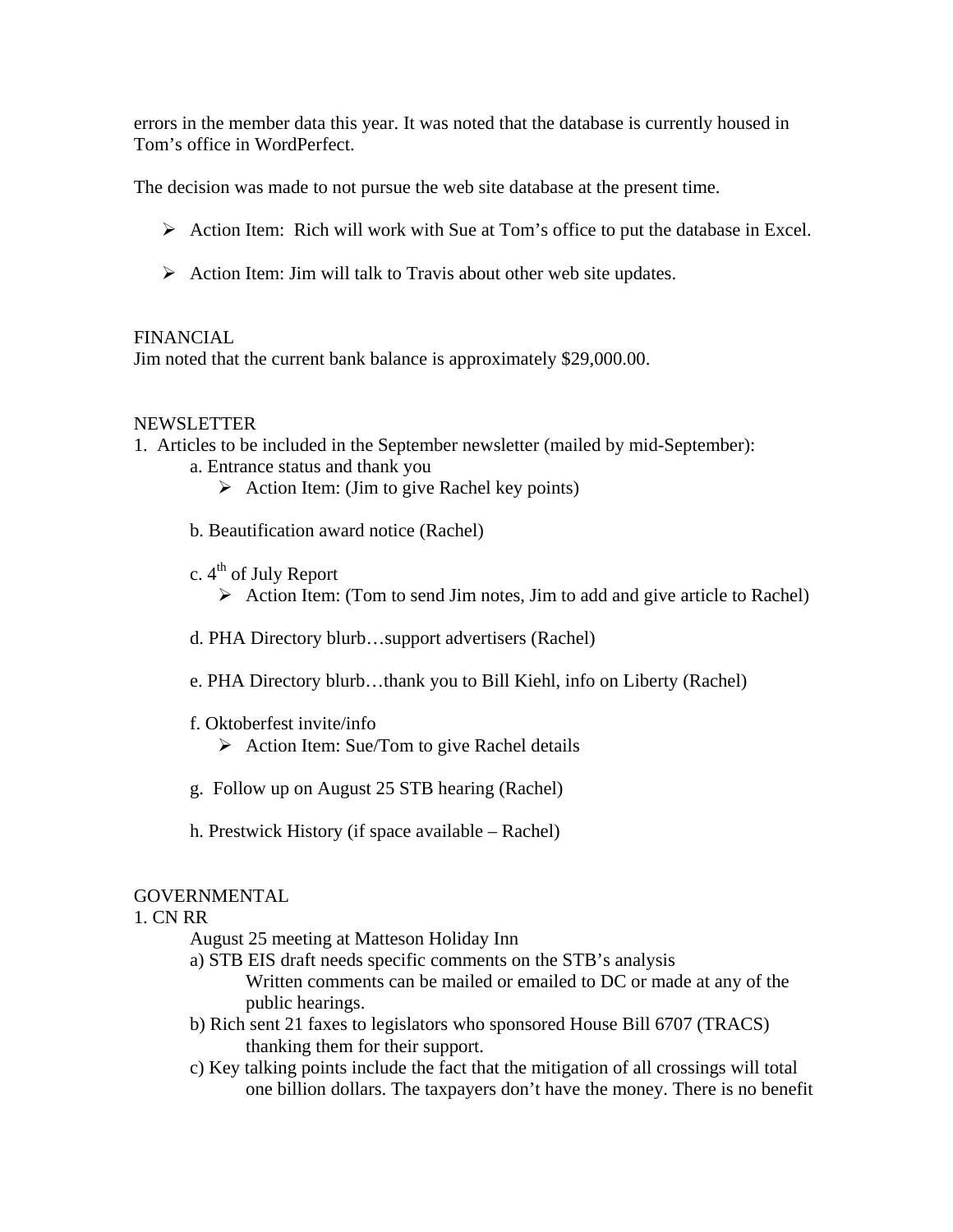errors in the member data this year. It was noted that the database is currently housed in Tom's office in WordPerfect.

The decision was made to not pursue the web site database at the present time.

- Action Item: Rich will work with Sue at Tom's office to put the database in Excel.

- Action Item: Jim will talk to Travis about other web site updates.

FINANCIAL

Jim noted that the current bank balance is approximately $29,000.00.

NEWSLETTER

1. Articles to be included in the September newsletter (mailed by mid-September):

   a. Entrance status and thank you
      - Action Item: (Jim to give Rachel key points)

   b. Beautification award notice (Rachel)

   c. 4th of July Report
      - Action Item: (Tom to send Jim notes, Jim to add and give article to Rachel)

   d. PHA Directory blurb…support advertisers (Rachel)

   e. PHA Directory blurb…thank you to Bill Kiehl, info on Liberty (Rachel)

   f. Oktoberfest invite/info
      - Action Item: Sue/Tom to give Rachel details

   g. Follow up on August 25 STB hearing (Rachel)

   h. Prestwick History (if space available – Rachel)

GOVERNMENTAL

1. CN RR

   August 25 meeting at Matteson Holiday Inn

   a) STB EIS draft needs specific comments on the STB's analysis
      Written comments can be mailed or emailed to DC or made at any of the public hearings.

   b) Rich sent 21 faxes to legislators who sponsored House Bill 6707 (TRACS) thanking them for their support.

   c) Key talking points include the fact that the mitigation of all crossings will total one billion dollars. The taxpayers don't have the money. There is no benefit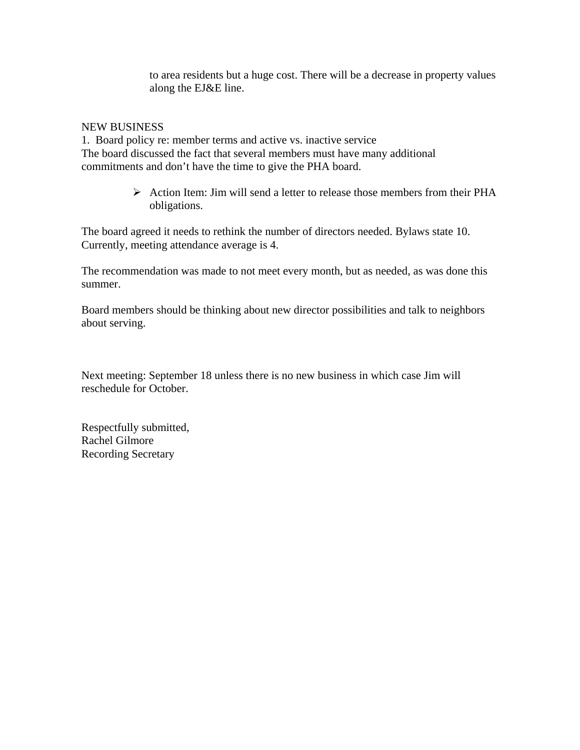to area residents but a huge cost. There will be a decrease in property values along the EJ&E line.

NEW BUSINESS

1. Board policy re: member terms and active vs. inactive service

The board discussed the fact that several members must have many additional commitments and don't have the time to give the PHA board.

- Action Item: Jim will send a letter to release those members from their PHA obligations.

The board agreed it needs to rethink the number of directors needed. Bylaws state 10. Currently, meeting attendance average is 4.

The recommendation was made to not meet every month, but as needed, as was done this summer.

Board members should be thinking about new director possibilities and talk to neighbors about serving.

Next meeting: September 18 unless there is no new business in which case Jim will reschedule for October.

Respectfully submitted,
Rachel Gilmore
Recording Secretary